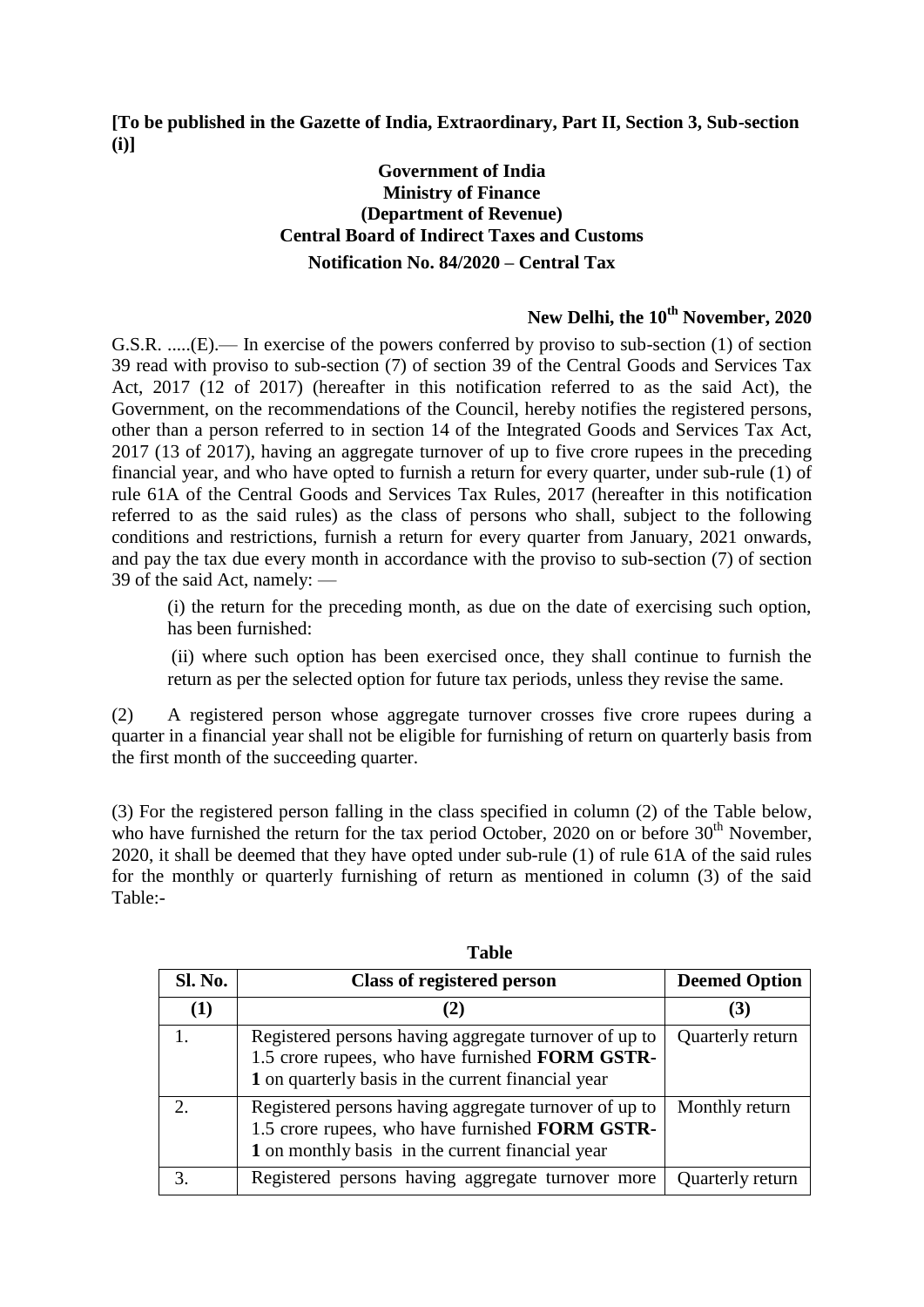**[To be published in the Gazette of India, Extraordinary, Part II, Section 3, Sub-section (i)]**

**Government of India**
**Ministry of Finance**
**(Department of Revenue)**
**Central Board of Indirect Taxes and Customs**
**Notification No. 84/2020 – Central Tax**

**New Delhi, the 10th November, 2020**

G.S.R. .....(E).— In exercise of the powers conferred by proviso to sub-section (1) of section 39 read with proviso to sub-section (7) of section 39 of the Central Goods and Services Tax Act, 2017 (12 of 2017) (hereafter in this notification referred to as the said Act), the Government, on the recommendations of the Council, hereby notifies the registered persons, other than a person referred to in section 14 of the Integrated Goods and Services Tax Act, 2017 (13 of 2017), having an aggregate turnover of up to five crore rupees in the preceding financial year, and who have opted to furnish a return for every quarter, under sub-rule (1) of rule 61A of the Central Goods and Services Tax Rules, 2017 (hereafter in this notification referred to as the said rules) as the class of persons who shall, subject to the following conditions and restrictions, furnish a return for every quarter from January, 2021 onwards, and pay the tax due every month in accordance with the proviso to sub-section (7) of section 39 of the said Act, namely: —

(i) the return for the preceding month, as due on the date of exercising such option, has been furnished:

(ii) where such option has been exercised once, they shall continue to furnish the return as per the selected option for future tax periods, unless they revise the same.

(2) A registered person whose aggregate turnover crosses five crore rupees during a quarter in a financial year shall not be eligible for furnishing of return on quarterly basis from the first month of the succeeding quarter.

(3) For the registered person falling in the class specified in column (2) of the Table below, who have furnished the return for the tax period October, 2020 on or before 30th November, 2020, it shall be deemed that they have opted under sub-rule (1) of rule 61A of the said rules for the monthly or quarterly furnishing of return as mentioned in column (3) of the said Table:-

**Table**

| Sl. No. | Class of registered person | Deemed Option |
|---|---|---|
| (1) | (2) | (3) |
| 1. | Registered persons having aggregate turnover of up to 1.5 crore rupees, who have furnished **FORM GSTR-1** on quarterly basis in the current financial year | Quarterly return |
| 2. | Registered persons having aggregate turnover of up to 1.5 crore rupees, who have furnished **FORM GSTR-1** on monthly basis in the current financial year | Monthly return |
| 3. | Registered persons having aggregate turnover more | Quarterly return |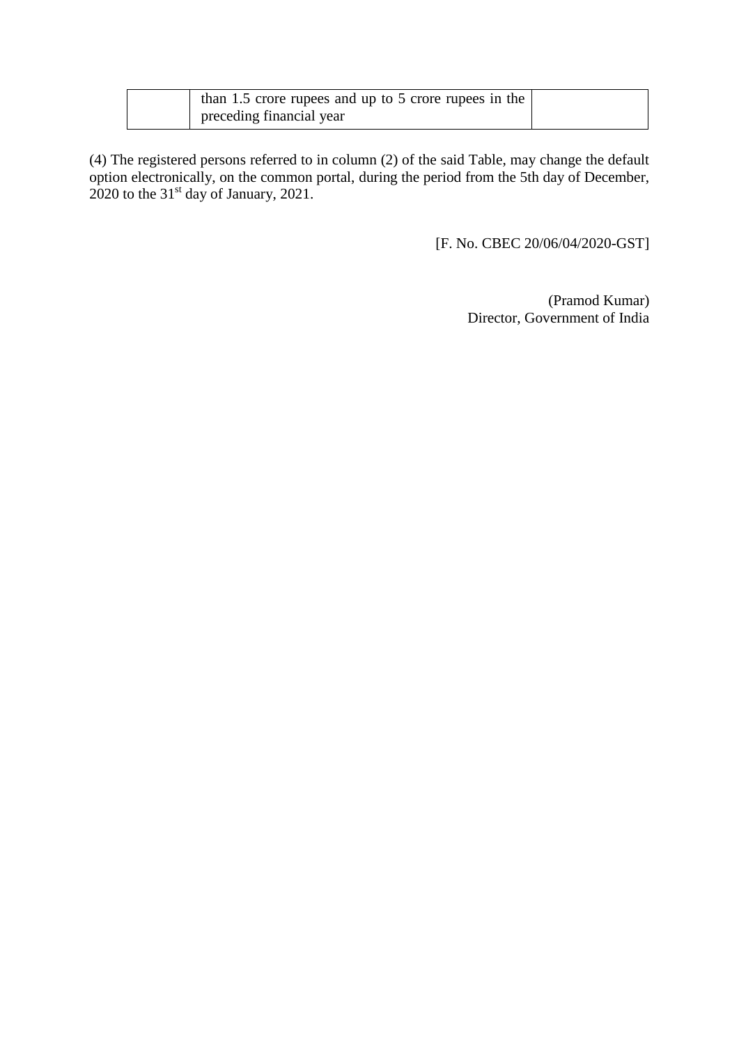| | | |
|---|---|---|
| | than 1.5 crore rupees and up to 5 crore rupees in the preceding financial year | |

(4) The registered persons referred to in column (2) of the said Table, may change the default option electronically, on the common portal, during the period from the 5th day of December, 2020 to the 31st day of January, 2021.

[F. No. CBEC 20/06/04/2020-GST]

(Pramod Kumar)
Director, Government of India